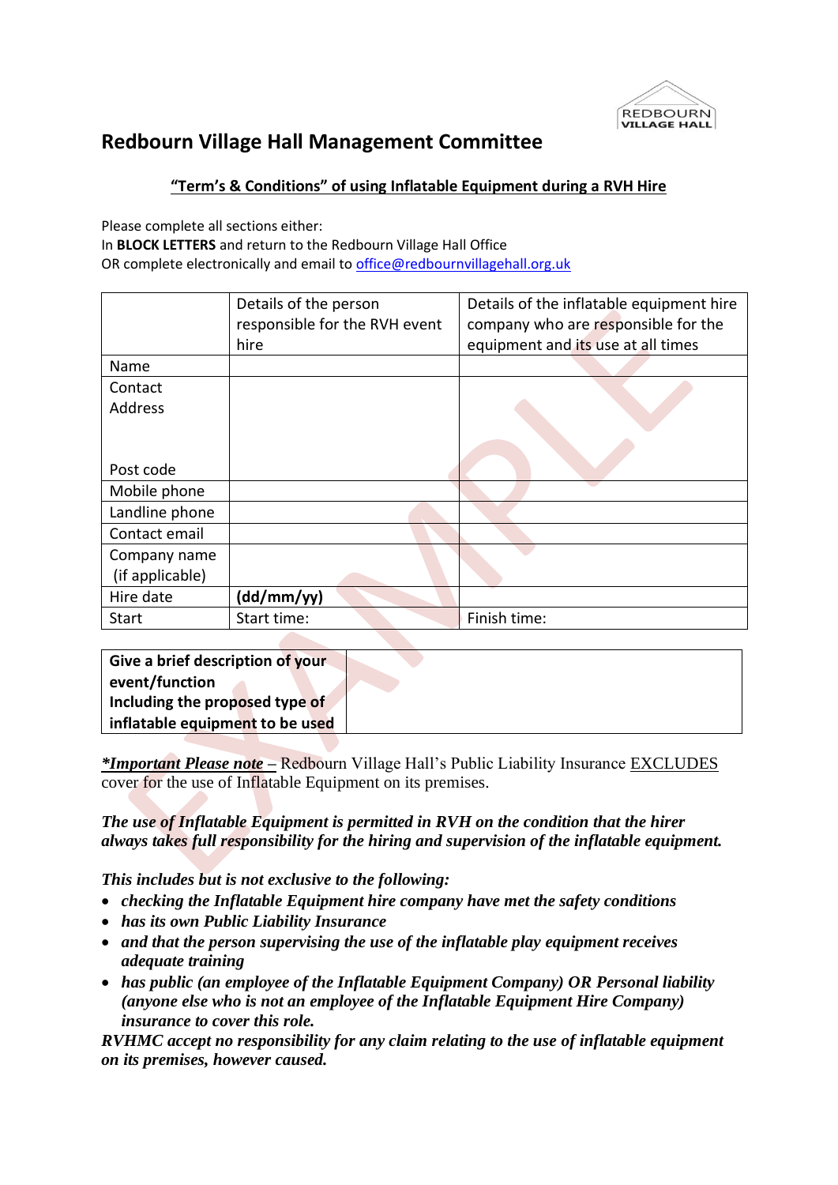# Redbourn Village Hall Management Committee

**"Term's & Conditions" of using Inflatable Equipment during a RVH Hire**

Please complete all sections either:
In **BLOCK LETTERS** and return to the Redbourn Village Hall Office
OR complete electronically and email to office@redbournvillagehall.org.uk

| | Details of the person responsible for the RVH event hire | Details of the inflatable equipment hire company who are responsible for the equipment and its use at all times |
|---|---|---|
| Name | | |
| Contact Address<br><br><br>Post code | | |
| Mobile phone | | |
| Landline phone | | |
| Contact email | | |
| Company name (if applicable) | | |
| Hire date | **(dd/mm/yy)** | |
| Start | Start time: | Finish time: |

| **Give a brief description of your event/function Including the proposed type of inflatable equipment to be used** | |
|---|---|

***Important Please note –** Redbourn Village Hall's Public Liability Insurance EXCLUDES cover for the use of Inflatable Equipment on its premises.

***The use of Inflatable Equipment is permitted in RVH on the condition that the hirer always takes full responsibility for the hiring and supervision of the inflatable equipment.***

***This includes but is not exclusive to the following:***

- ***checking the Inflatable Equipment hire company have met the safety conditions***
- ***has its own Public Liability Insurance***
- ***and that the person supervising the use of the inflatable play equipment receives adequate training***
- ***has public (an employee of the Inflatable Equipment Company) OR Personal liability (anyone else who is not an employee of the Inflatable Equipment Hire Company) insurance to cover this role.***

***RVHMC accept no responsibility for any claim relating to the use of inflatable equipment on its premises, however caused.***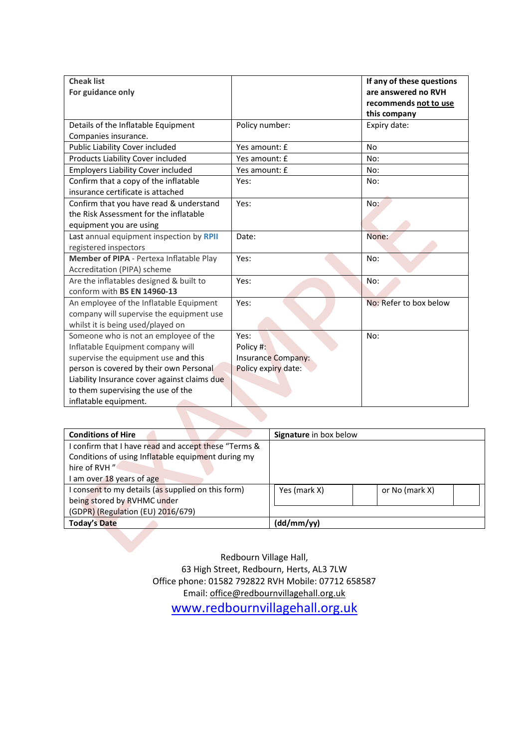| **Cheak list**<br>**For guidance only** | | **If any of these questions are answered no RVH recommends <u>not to use</u> this company** |
|---|---|---|
| Details of the Inflatable Equipment Companies insurance. | Policy number: | Expiry date: |
| Public Liability Cover included | Yes amount: £ | No |
| Products Liability Cover included | Yes amount: £ | No: |
| Employers Liability Cover included | Yes amount: £ | No: |
| Confirm that a copy of the inflatable insurance certificate is attached | Yes: | No: |
| Confirm that you have read & understand the Risk Assessment for the inflatable equipment you are using | Yes: | No: |
| Last annual equipment inspection by RPII registered inspectors | Date: | None: |
| **Member of PIPA** - Pertexa Inflatable Play Accreditation (PIPA) scheme | Yes: | No: |
| Are the inflatables designed & built to conform with **BS EN 14960-13** | Yes: | No: |
| An employee of the Inflatable Equipment company will supervise the equipment use whilst it is being used/played on | Yes: | No: Refer to box below |
| Someone who is not an employee of the Inflatable Equipment company will supervise the equipment use and this person is covered by their own Personal Liability Insurance cover against claims due to them supervising the use of the inflatable equipment. | Yes:<br>Policy #:<br>Insurance Company:<br>Policy expiry date: | No: |

| **Conditions of Hire** | **Signature** in box below | | | |
|---|---|---|---|---|
| I confirm that I have read and accept these "Terms & Conditions of using Inflatable equipment during my hire of RVH"<br>I am over 18 years of age | | | | |
| I consent to my details (as supplied on this form) being stored by RVHMC under (GDPR) (Regulation (EU) 2016/679) | Yes (mark X) | | or No (mark X) | |
| **Today's Date** | **(dd/mm/yy)** | | | |

Redbourn Village Hall,
63 High Street, Redbourn, Herts, AL3 7LW
Office phone: 01582 792822 RVH Mobile: 07712 658587
Email: office@redbournvillagehall.org.uk
www.redbournvillagehall.org.uk